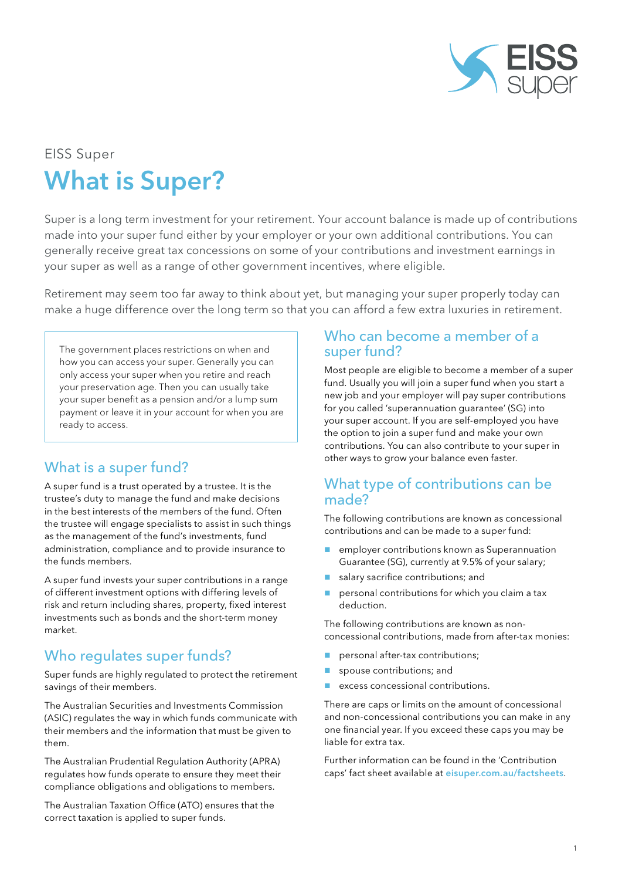EISS Super

# What is Super?

Super is a long term investment for your retirement. Your account balance is made up of contributions made into your super fund either by your employer or your own additional contributions. You can generally receive great tax concessions on some of your contributions and investment earnings in your super as well as a range of other government incentives, where eligible.

Retirement may seem too far away to think about yet, but managing your super properly today can make a huge difference over the long term so that you can afford a few extra luxuries in retirement.

> The government places restrictions on when and how you can access your super. Generally you can only access your super when you retire and reach your preservation age. Then you can usually take your super benefit as a pension and/or a lump sum payment or leave it in your account for when you are ready to access.

## What is a super fund?

A super fund is a trust operated by a trustee. It is the trustee's duty to manage the fund and make decisions in the best interests of the members of the fund. Often the trustee will engage specialists to assist in such things as the management of the fund's investments, fund administration, compliance and to provide insurance to the funds members.

A super fund invests your super contributions in a range of different investment options with differing levels of risk and return including shares, property, fixed interest investments such as bonds and the short-term money market.

## Who regulates super funds?

Super funds are highly regulated to protect the retirement savings of their members.

The Australian Securities and Investments Commission (ASIC) regulates the way in which funds communicate with their members and the information that must be given to them.

The Australian Prudential Regulation Authority (APRA) regulates how funds operate to ensure they meet their compliance obligations and obligations to members.

The Australian Taxation Office (ATO) ensures that the correct taxation is applied to super funds.

## Who can become a member of a super fund?

Most people are eligible to become a member of a super fund. Usually you will join a super fund when you start a new job and your employer will pay super contributions for you called 'superannuation guarantee' (SG) into your super account. If you are self-employed you have the option to join a super fund and make your own contributions. You can also contribute to your super in other ways to grow your balance even faster.

## What type of contributions can be made?

The following contributions are known as concessional contributions and can be made to a super fund:

- employer contributions known as Superannuation Guarantee (SG), currently at 9.5% of your salary;
- salary sacrifice contributions; and
- personal contributions for which you claim a tax deduction.

The following contributions are known as non-concessional contributions, made from after-tax monies:

- personal after-tax contributions;
- spouse contributions; and
- excess concessional contributions.

There are caps or limits on the amount of concessional and non-concessional contributions you can make in any one financial year. If you exceed these caps you may be liable for extra tax.

Further information can be found in the 'Contribution caps' fact sheet available at eisuper.com.au/factsheets.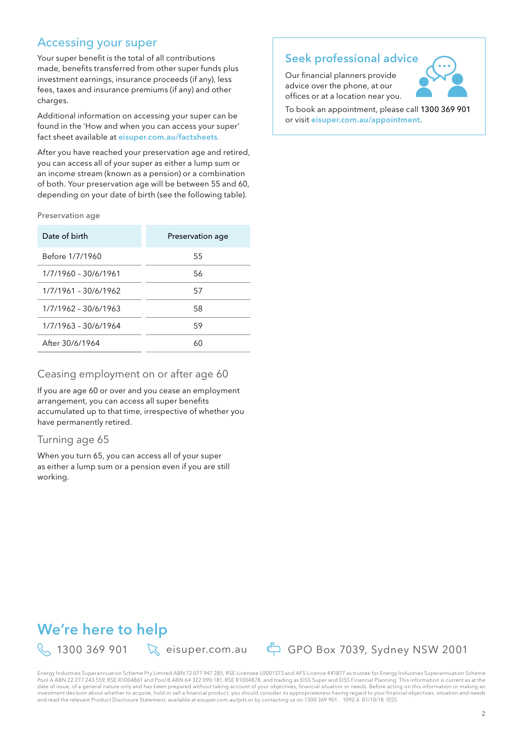## Accessing your super

Your super benefit is the total of all contributions made, benefits transferred from other super funds plus investment earnings, insurance proceeds (if any), less fees, taxes and insurance premiums (if any) and other charges.

Additional information on accessing your super can be found in the 'How and when you can access your super' fact sheet available at **eisuper.com.au/factsheets**.

After you have reached your preservation age and retired, you can access all of your super as either a lump sum or an income stream (known as a pension) or a combination of both. Your preservation age will be between 55 and 60, depending on your date of birth (see the following table).

Preservation age

| Date of birth | Preservation age |
|---|---|
| Before 1/7/1960 | 55 |
| 1/7/1960 – 30/6/1961 | 56 |
| 1/7/1961 – 30/6/1962 | 57 |
| 1/7/1962 – 30/6/1963 | 58 |
| 1/7/1963 – 30/6/1964 | 59 |
| After 30/6/1964 | 60 |

### Ceasing employment on or after age 60

If you are age 60 or over and you cease an employment arrangement, you can access all super benefits accumulated up to that time, irrespective of whether you have permanently retired.

### Turning age 65

When you turn 65, you can access all of your super as either a lump sum or a pension even if you are still working.

## Seek professional advice

Our financial planners provide advice over the phone, at our offices or at a location near you.

To book an appointment, please call 1300 369 901 or visit **eisuper.com.au/appointment**.

## We're here to help

1300 369 901 eisuper.com.au GPO Box 7039, Sydney NSW 2001

Energy Industries Superannuation Scheme Pty Limited ABN 72 077 947 285, RSE Licensee L0001373 and AFS Licence 441877 as trustee for Energy Industries Superannuation Scheme Pool A ABN 22 277 243 559, RSE R1004861 and Pool B ABN 64 322 090 181, RSE R1004878, and trading as EISS Super and EISS Financial Planning. This information is current as at the date of issue, of a general nature only and has been prepared without taking account of your objectives, financial situation or needs. Before acting on this information or making an investment decision about whether to acquire, hold or sell a financial product, you should consider its appropriateness having regard to your financial objectives, situation and needs and read the relevant Product Disclosure Statement, available at eisuper.com.au/pds or by contacting us on 1300 369 901. 1092.6 01/10/18 ISS5